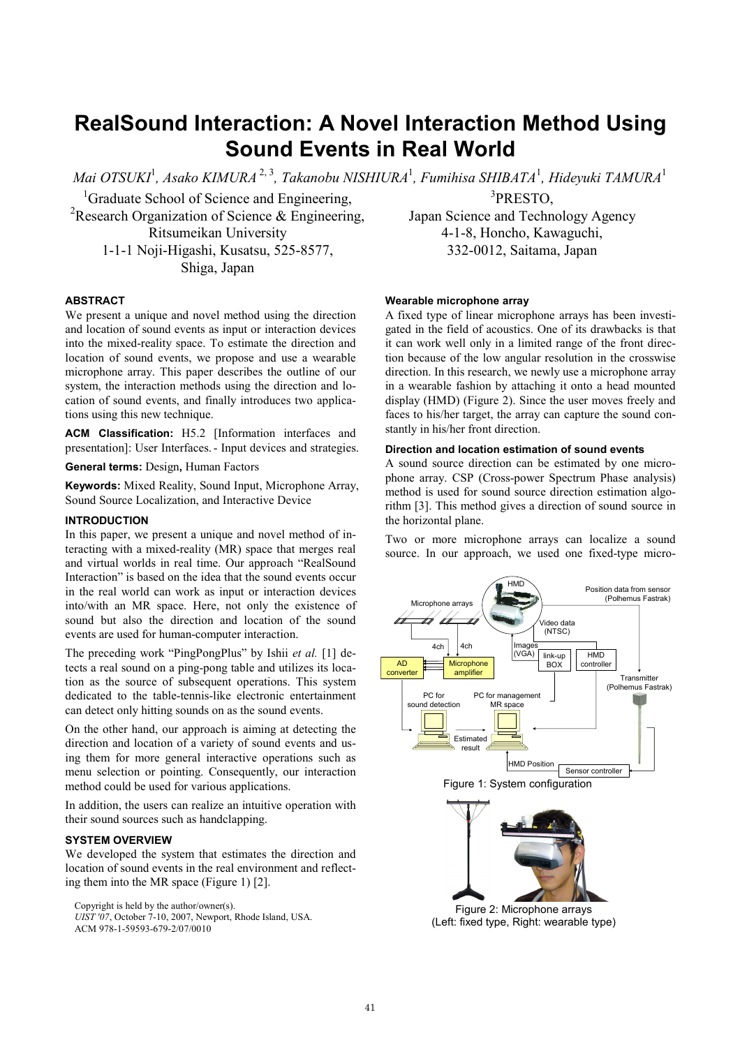# RealSound Interaction: A Novel Interaction Method Using Sound Events in Real World

*Mai OTSUKI*[1], *Asako KIMURA*[2, 3], *Takanobu NISHIURA*[1], *Fumihisa SHIBATA*[1], *Hideyuki TAMURA*[1]

[1]Graduate School of Science and Engineering,
[2]Research Organization of Science & Engineering,
Ritsumeikan University
1-1-1 Noji-Higashi, Kusatsu, 525-8577,
Shiga, Japan

[3]PRESTO,
Japan Science and Technology Agency
4-1-8, Honcho, Kawaguchi,
332-0012, Saitama, Japan

### ABSTRACT

We present a unique and novel method using the direction and location of sound events as input or interaction devices into the mixed-reality space. To estimate the direction and location of sound events, we propose and use a wearable microphone array. This paper describes the outline of our system, the interaction methods using the direction and location of sound events, and finally introduces two applications using this new technique.

**ACM Classification:** H5.2 [Information interfaces and presentation]: User Interfaces. - Input devices and strategies.

**General terms:** Design, Human Factors

**Keywords:** Mixed Reality, Sound Input, Microphone Array, Sound Source Localization, and Interactive Device

### INTRODUCTION

In this paper, we present a unique and novel method of interacting with a mixed-reality (MR) space that merges real and virtual worlds in real time. Our approach "RealSound Interaction" is based on the idea that the sound events occur in the real world can work as input or interaction devices into/with an MR space. Here, not only the existence of sound but also the direction and location of the sound events are used for human-computer interaction.

The preceding work "PingPongPlus" by Ishii *et al.* [1] detects a real sound on a ping-pong table and utilizes its location as the source of subsequent operations. This system dedicated to the table-tennis-like electronic entertainment can detect only hitting sounds on as the sound events.

On the other hand, our approach is aiming at detecting the direction and location of a variety of sound events and using them for more general interactive operations such as menu selection or pointing. Consequently, our interaction method could be used for various applications.

In addition, the users can realize an intuitive operation with their sound sources such as handclapping.

### SYSTEM OVERVIEW

We developed the system that estimates the direction and location of sound events in the real environment and reflecting them into the MR space (Figure 1) [2].

Copyright is held by the author/owner(s).
*UIST '07*, October 7-10, 2007, Newport, Rhode Island, USA.
ACM 978-1-59593-679-2/07/0010

#### Wearable microphone array

A fixed type of linear microphone arrays has been investigated in the field of acoustics. One of its drawbacks is that it can work well only in a limited range of the front direction because of the low angular resolution in the crosswise direction. In this research, we newly use a microphone array in a wearable fashion by attaching it onto a head mounted display (HMD) (Figure 2). Since the user moves freely and faces to his/her target, the array can capture the sound constantly in his/her front direction.

#### Direction and location estimation of sound events

A sound source direction can be estimated by one microphone array. CSP (Cross-power Spectrum Phase analysis) method is used for sound source direction estimation algorithm [3]. This method gives a direction of sound source in the horizontal plane.

Two or more microphone arrays can localize a sound source. In our approach, we used one fixed-type micro-

Figure 1: System configuration

Figure 2: Microphone arrays
(Left: fixed type, Right: wearable type)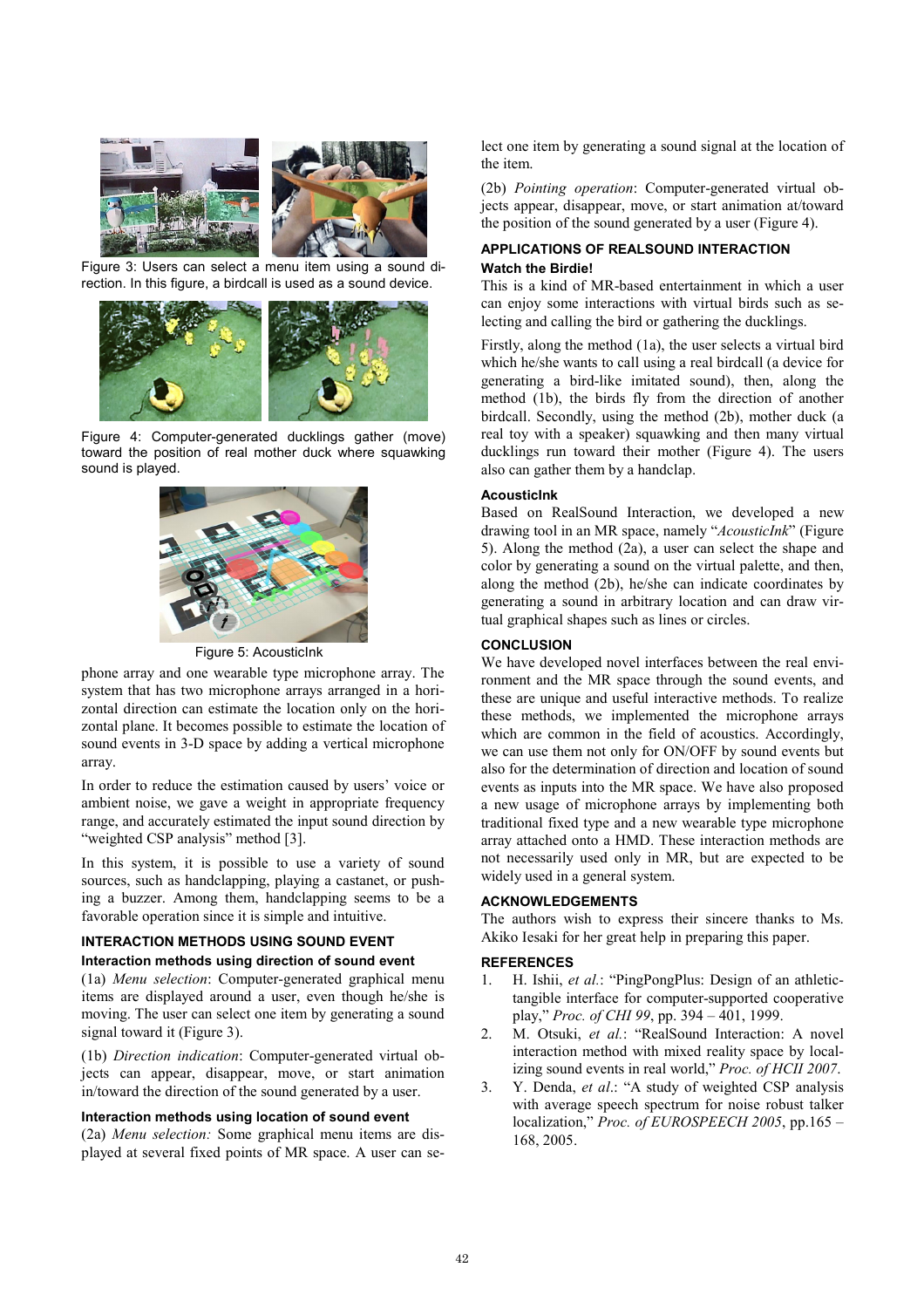Figure 3: Users can select a menu item using a sound direction. In this figure, a birdcall is used as a sound device.

Figure 4: Computer-generated ducklings gather (move) toward the position of real mother duck where squawking sound is played.

Figure 5: AcousticInk

phone array and one wearable type microphone array. The system that has two microphone arrays arranged in a horizontal direction can estimate the location only on the horizontal plane. It becomes possible to estimate the location of sound events in 3-D space by adding a vertical microphone array.

In order to reduce the estimation caused by users' voice or ambient noise, we gave a weight in appropriate frequency range, and accurately estimated the input sound direction by "weighted CSP analysis" method [3].

In this system, it is possible to use a variety of sound sources, such as handclapping, playing a castanet, or pushing a buzzer. Among them, handclapping seems to be a favorable operation since it is simple and intuitive.

## INTERACTION METHODS USING SOUND EVENT

### Interaction methods using direction of sound event

(1a) *Menu selection*: Computer-generated graphical menu items are displayed around a user, even though he/she is moving. The user can select one item by generating a sound signal toward it (Figure 3).

(1b) *Direction indication*: Computer-generated virtual objects can appear, disappear, move, or start animation in/toward the direction of the sound generated by a user.

### Interaction methods using location of sound event

(2a) *Menu selection:* Some graphical menu items are displayed at several fixed points of MR space. A user can select one item by generating a sound signal at the location of the item.

(2b) *Pointing operation*: Computer-generated virtual objects appear, disappear, move, or start animation at/toward the position of the sound generated by a user (Figure 4).

## APPLICATIONS OF REALSOUND INTERACTION

### Watch the Birdie!

This is a kind of MR-based entertainment in which a user can enjoy some interactions with virtual birds such as selecting and calling the bird or gathering the ducklings.

Firstly, along the method (1a), the user selects a virtual bird which he/she wants to call using a real birdcall (a device for generating a bird-like imitated sound), then, along the method (1b), the birds fly from the direction of another birdcall. Secondly, using the method (2b), mother duck (a real toy with a speaker) squawking and then many virtual ducklings run toward their mother (Figure 4). The users also can gather them by a handclap.

### AcousticInk

Based on RealSound Interaction, we developed a new drawing tool in an MR space, namely "*AcousticInk*" (Figure 5). Along the method (2a), a user can select the shape and color by generating a sound on the virtual palette, and then, along the method (2b), he/she can indicate coordinates by generating a sound in arbitrary location and can draw virtual graphical shapes such as lines or circles.

## CONCLUSION

We have developed novel interfaces between the real environment and the MR space through the sound events, and these are unique and useful interactive methods. To realize these methods, we implemented the microphone arrays which are common in the field of acoustics. Accordingly, we can use them not only for ON/OFF by sound events but also for the determination of direction and location of sound events as inputs into the MR space. We have also proposed a new usage of microphone arrays by implementing both traditional fixed type and a new wearable type microphone array attached onto a HMD. These interaction methods are not necessarily used only in MR, but are expected to be widely used in a general system.

## ACKNOWLEDGEMENTS

The authors wish to express their sincere thanks to Ms. Akiko Iesaki for her great help in preparing this paper.

## REFERENCES

1. H. Ishii, *et al.*: "PingPongPlus: Design of an athletic-tangible interface for computer-supported cooperative play," *Proc. of CHI 99*, pp. 394 – 401, 1999.
2. M. Otsuki, *et al.*: "RealSound Interaction: A novel interaction method with mixed reality space by localizing sound events in real world," *Proc. of HCII 2007*.
3. Y. Denda, *et al.*: "A study of weighted CSP analysis with average speech spectrum for noise robust talker localization," *Proc. of EUROSPEECH 2005*, pp.165 – 168, 2005.